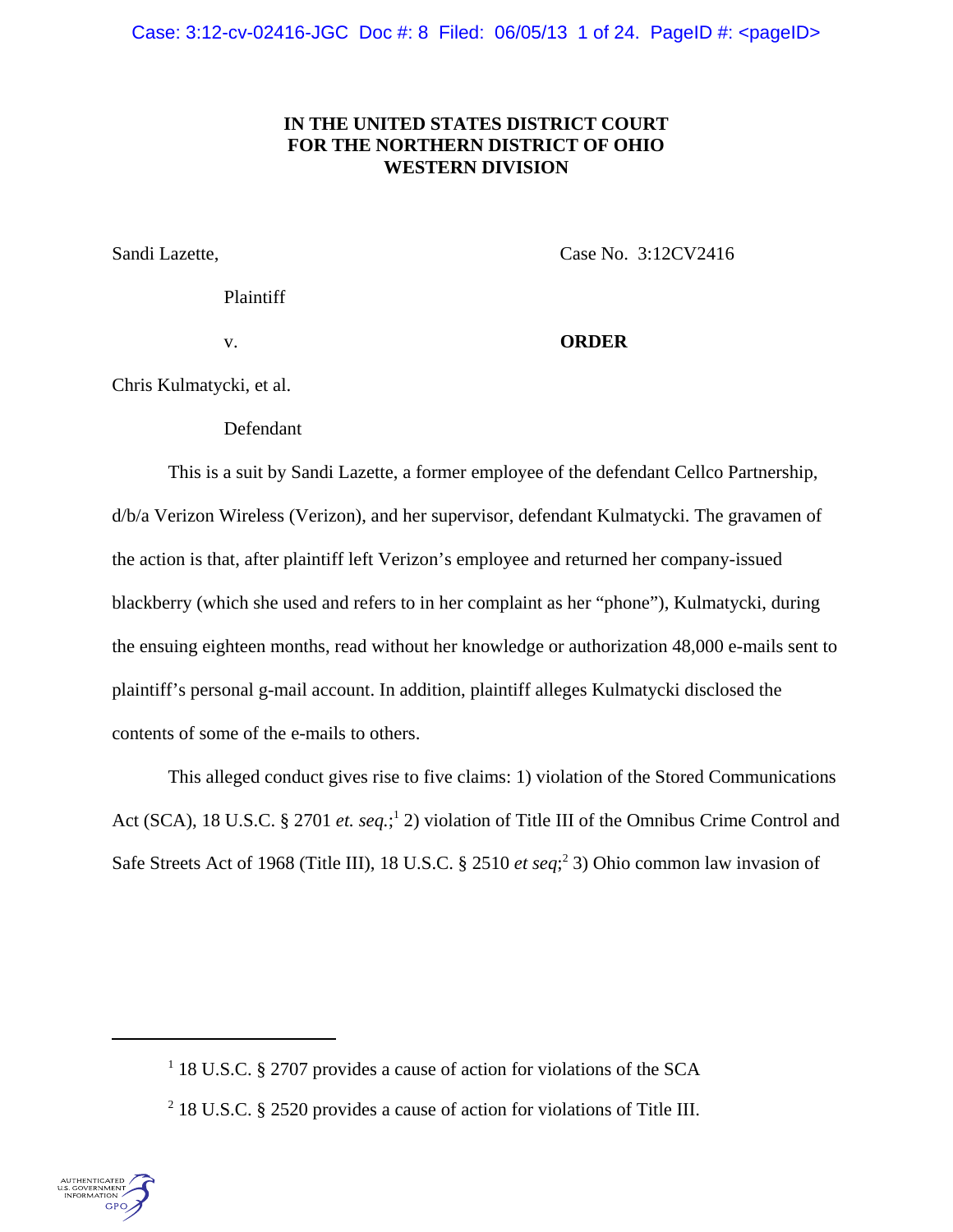**IN THE UNITED STATES DISTRICT COURT**
**FOR THE NORTHERN DISTRICT OF OHIO**
**WESTERN DIVISION**

Sandi Lazette,

Plaintiff

v.

Chris Kulmatycki, et al.

Defendant

Case No. 3:12CV2416

**ORDER**

This is a suit by Sandi Lazette, a former employee of the defendant Cellco Partnership, d/b/a Verizon Wireless (Verizon), and her supervisor, defendant Kulmatycki. The gravamen of the action is that, after plaintiff left Verizon's employee and returned her company-issued blackberry (which she used and refers to in her complaint as her "phone"), Kulmatycki, during the ensuing eighteen months, read without her knowledge or authorization 48,000 e-mails sent to plaintiff's personal g-mail account. In addition, plaintiff alleges Kulmatycki disclosed the contents of some of the e-mails to others.

This alleged conduct gives rise to five claims: 1) violation of the Stored Communications Act (SCA), 18 U.S.C. § 2701 *et. seq.*;[1] 2) violation of Title III of the Omnibus Crime Control and Safe Streets Act of 1968 (Title III), 18 U.S.C. § 2510 *et seq*;[2] 3) Ohio common law invasion of

---

[1] 18 U.S.C. § 2707 provides a cause of action for violations of the SCA

[2] 18 U.S.C. § 2520 provides a cause of action for violations of Title III.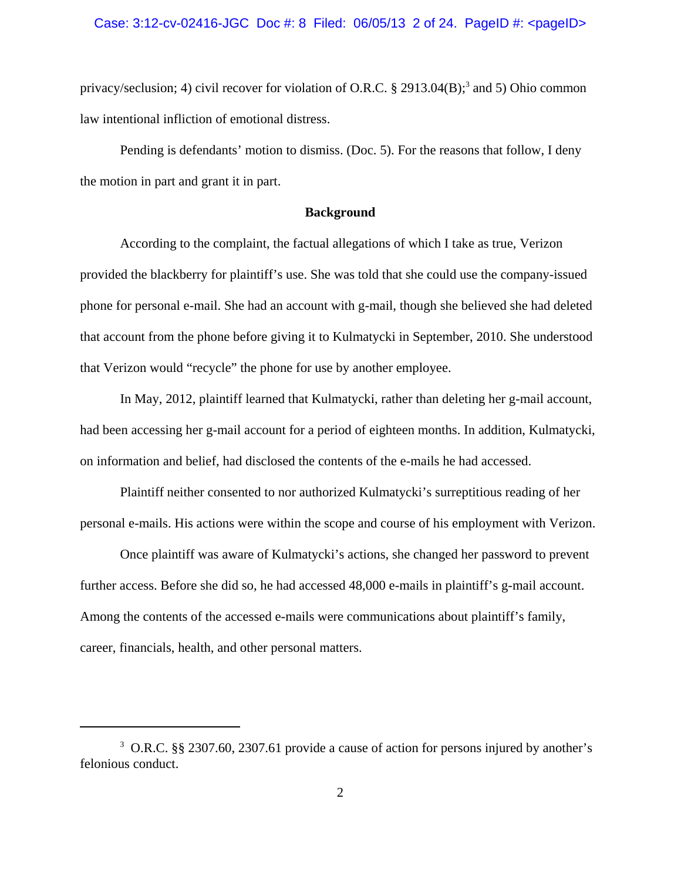privacy/seclusion; 4) civil recover for violation of O.R.C. § 2913.04(B);[3] and 5) Ohio common law intentional infliction of emotional distress.

Pending is defendants' motion to dismiss. (Doc. 5). For the reasons that follow, I deny the motion in part and grant it in part.

**Background**

According to the complaint, the factual allegations of which I take as true, Verizon provided the blackberry for plaintiff's use. She was told that she could use the company-issued phone for personal e-mail. She had an account with g-mail, though she believed she had deleted that account from the phone before giving it to Kulmatycki in September, 2010. She understood that Verizon would "recycle" the phone for use by another employee.

In May, 2012, plaintiff learned that Kulmatycki, rather than deleting her g-mail account, had been accessing her g-mail account for a period of eighteen months. In addition, Kulmatycki, on information and belief, had disclosed the contents of the e-mails he had accessed.

Plaintiff neither consented to nor authorized Kulmatycki's surreptitious reading of her personal e-mails. His actions were within the scope and course of his employment with Verizon.

Once plaintiff was aware of Kulmatycki's actions, she changed her password to prevent further access. Before she did so, he had accessed 48,000 e-mails in plaintiff's g-mail account. Among the contents of the accessed e-mails were communications about plaintiff's family, career, financials, health, and other personal matters.

---

[3] O.R.C. §§ 2307.60, 2307.61 provide a cause of action for persons injured by another's felonious conduct.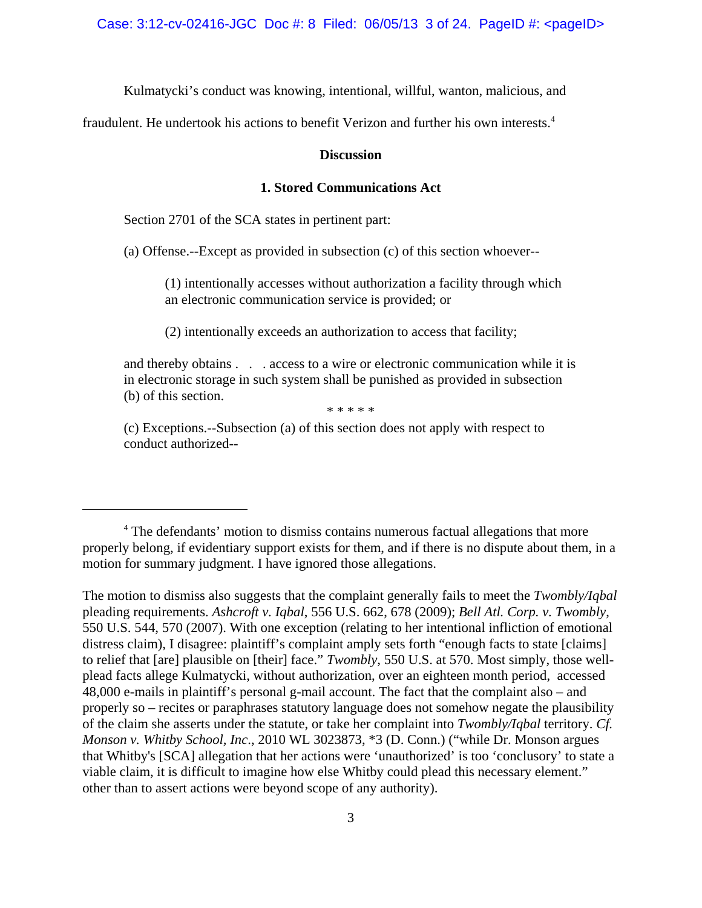Kulmatycki's conduct was knowing, intentional, willful, wanton, malicious, and fraudulent. He undertook his actions to benefit Verizon and further his own interests.[4]

## Discussion

### 1. Stored Communications Act

Section 2701 of the SCA states in pertinent part:

> (a) Offense.--Except as provided in subsection (c) of this section whoever--
>
> > (1) intentionally accesses without authorization a facility through which an electronic communication service is provided; or
> >
> > (2) intentionally exceeds an authorization to access that facility;
>
> and thereby obtains . . . access to a wire or electronic communication while it is in electronic storage in such system shall be punished as provided in subsection (b) of this section.
>
> * * * * *
>
> (c) Exceptions.--Subsection (a) of this section does not apply with respect to conduct authorized--

---

[4] The defendants' motion to dismiss contains numerous factual allegations that more properly belong, if evidentiary support exists for them, and if there is no dispute about them, in a motion for summary judgment. I have ignored those allegations.

The motion to dismiss also suggests that the complaint generally fails to meet the *Twombly/Iqbal* pleading requirements. *Ashcroft v. Iqbal*, 556 U.S. 662, 678 (2009); *Bell Atl. Corp. v. Twombly*, 550 U.S. 544, 570 (2007). With one exception (relating to her intentional infliction of emotional distress claim), I disagree: plaintiff's complaint amply sets forth "enough facts to state [claims] to relief that [are] plausible on [their] face." *Twombly*, 550 U.S. at 570. Most simply, those well-plead facts allege Kulmatycki, without authorization, over an eighteen month period, accessed 48,000 e-mails in plaintiff's personal g-mail account. The fact that the complaint also – and properly so – recites or paraphrases statutory language does not somehow negate the plausibility of the claim she asserts under the statute, or take her complaint into *Twombly/Iqbal* territory. *Cf. Monson v. Whitby School, Inc*., 2010 WL 3023873, *3 (D. Conn.) ("while Dr. Monson argues that Whitby's [SCA] allegation that her actions were 'unauthorized' is too 'conclusory' to state a viable claim, it is difficult to imagine how else Whitby could plead this necessary element." other than to assert actions were beyond scope of any authority).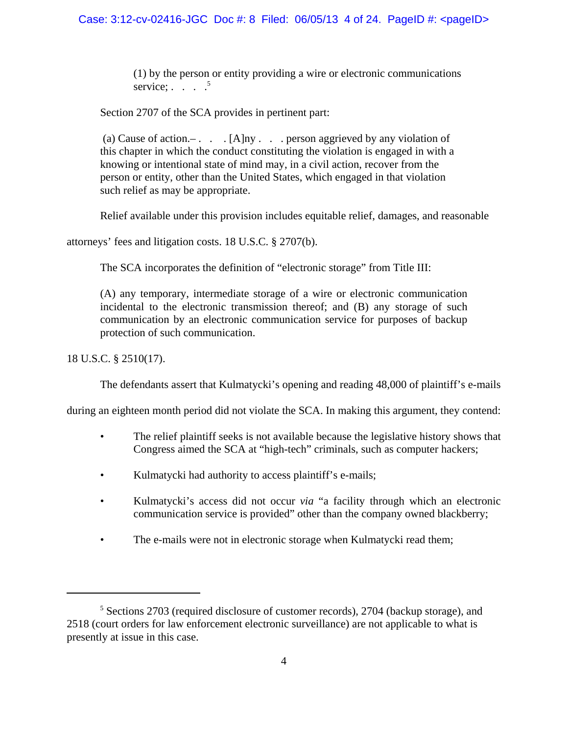> (1) by the person or entity providing a wire or electronic communications service; . . . .[5]

Section 2707 of the SCA provides in pertinent part:

> (a) Cause of action.– . . . [A]ny . . . person aggrieved by any violation of this chapter in which the conduct constituting the violation is engaged in with a knowing or intentional state of mind may, in a civil action, recover from the person or entity, other than the United States, which engaged in that violation such relief as may be appropriate.

Relief available under this provision includes equitable relief, damages, and reasonable attorneys' fees and litigation costs. 18 U.S.C. § 2707(b).

The SCA incorporates the definition of "electronic storage" from Title III:

> (A) any temporary, intermediate storage of a wire or electronic communication incidental to the electronic transmission thereof; and (B) any storage of such communication by an electronic communication service for purposes of backup protection of such communication.

18 U.S.C. § 2510(17).

The defendants assert that Kulmatycki's opening and reading 48,000 of plaintiff's e-mails during an eighteen month period did not violate the SCA. In making this argument, they contend:

- The relief plaintiff seeks is not available because the legislative history shows that Congress aimed the SCA at "high-tech" criminals, such as computer hackers;
- Kulmatycki had authority to access plaintiff's e-mails;
- Kulmatycki's access did not occur *via* "a facility through which an electronic communication service is provided" other than the company owned blackberry;
- The e-mails were not in electronic storage when Kulmatycki read them;

---

[5] Sections 2703 (required disclosure of customer records), 2704 (backup storage), and 2518 (court orders for law enforcement electronic surveillance) are not applicable to what is presently at issue in this case.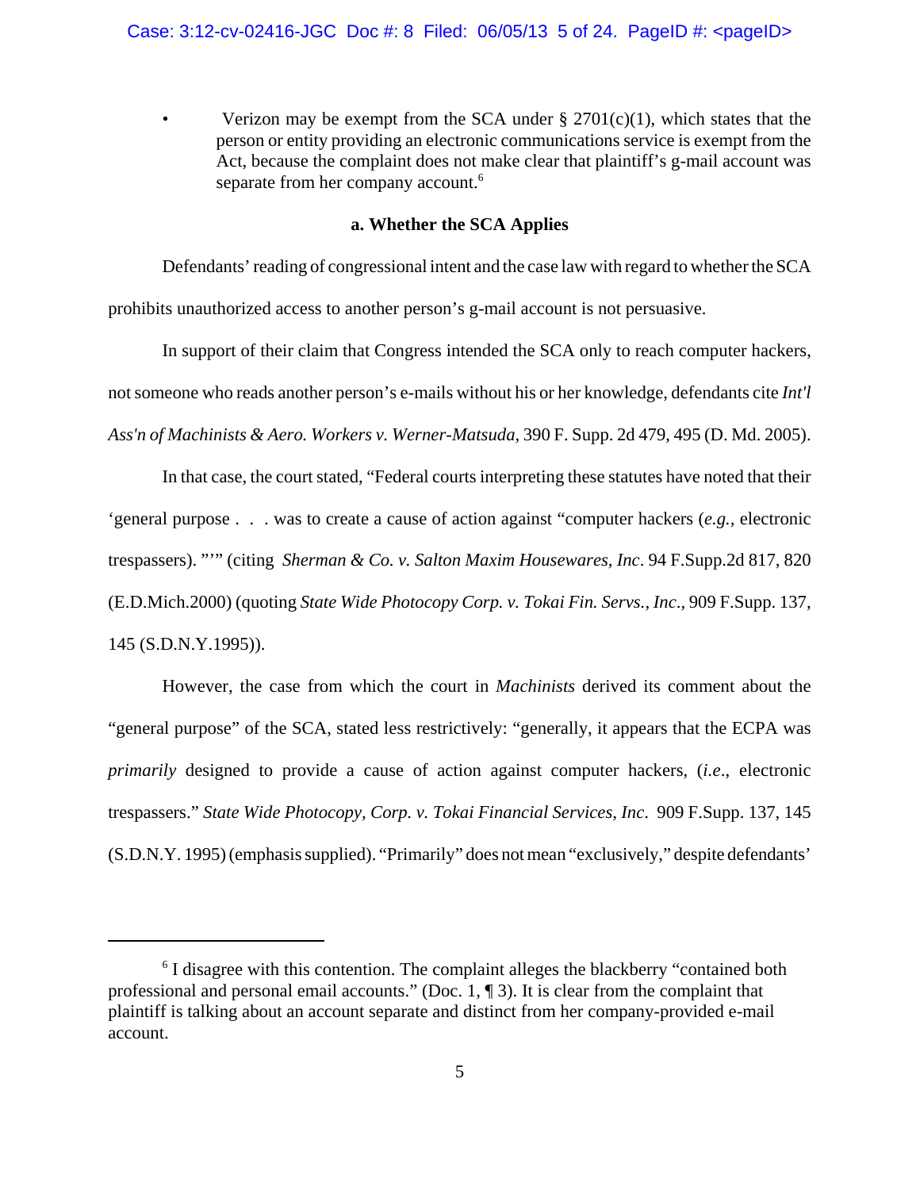- Verizon may be exempt from the SCA under § 2701(c)(1), which states that the person or entity providing an electronic communications service is exempt from the Act, because the complaint does not make clear that plaintiff's g-mail account was separate from her company account.[6]

### a. Whether the SCA Applies

Defendants' reading of congressional intent and the case law with regard to whether the SCA prohibits unauthorized access to another person's g-mail account is not persuasive.

In support of their claim that Congress intended the SCA only to reach computer hackers, not someone who reads another person's e-mails without his or her knowledge, defendants cite *Int'l Ass'n of Machinists & Aero. Workers v. Werner-Matsuda*, 390 F. Supp. 2d 479, 495 (D. Md. 2005).

In that case, the court stated, "Federal courts interpreting these statutes have noted that their 'general purpose . . . was to create a cause of action against "computer hackers (*e.g.*, electronic trespassers). "'" (citing *Sherman & Co. v. Salton Maxim Housewares, Inc*. 94 F.Supp.2d 817, 820 (E.D.Mich.2000) (quoting *State Wide Photocopy Corp. v. Tokai Fin. Servs., Inc*., 909 F.Supp. 137, 145 (S.D.N.Y.1995)).

However, the case from which the court in *Machinists* derived its comment about the "general purpose" of the SCA, stated less restrictively: "generally, it appears that the ECPA was *primarily* designed to provide a cause of action against computer hackers, (*i.e*., electronic trespassers." *State Wide Photocopy, Corp. v. Tokai Financial Services, Inc*. 909 F.Supp. 137, 145 (S.D.N.Y. 1995) (emphasis supplied). "Primarily" does not mean "exclusively," despite defendants'

---

[6] I disagree with this contention. The complaint alleges the blackberry "contained both professional and personal email accounts." (Doc. 1, ¶ 3). It is clear from the complaint that plaintiff is talking about an account separate and distinct from her company-provided e-mail account.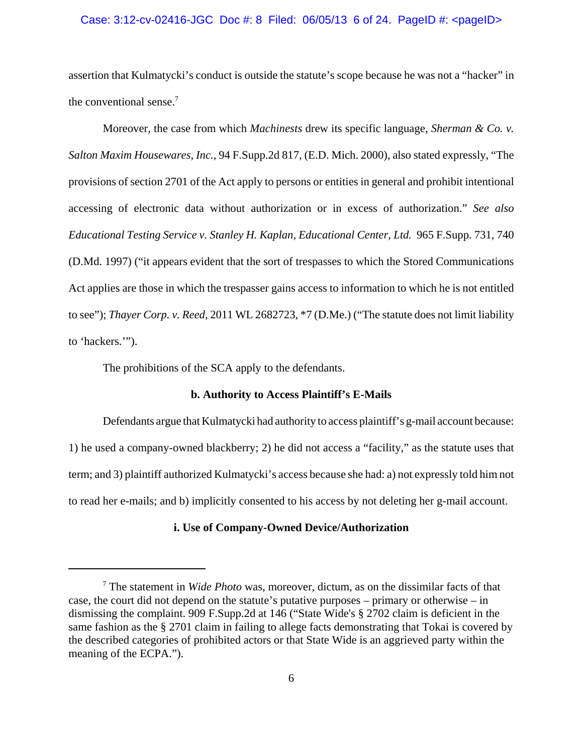assertion that Kulmatycki's conduct is outside the statute's scope because he was not a "hacker" in the conventional sense.[7]

Moreover, the case from which *Machinests* drew its specific language, *Sherman & Co. v. Salton Maxim Housewares, Inc.*, 94 F.Supp.2d 817, (E.D. Mich. 2000), also stated expressly, "The provisions of section 2701 of the Act apply to persons or entities in general and prohibit intentional accessing of electronic data without authorization or in excess of authorization." *See also Educational Testing Service v. Stanley H. Kaplan, Educational Center, Ltd.* 965 F.Supp. 731, 740 (D.Md. 1997) ("it appears evident that the sort of trespasses to which the Stored Communications Act applies are those in which the trespasser gains access to information to which he is not entitled to see"); *Thayer Corp. v. Reed*, 2011 WL 2682723, *7 (D.Me.) ("The statute does not limit liability to 'hackers.'").

The prohibitions of the SCA apply to the defendants.

**b. Authority to Access Plaintiff's E-Mails**

Defendants argue that Kulmatycki had authority to access plaintiff's g-mail account because: 1) he used a company-owned blackberry; 2) he did not access a "facility," as the statute uses that term; and 3) plaintiff authorized Kulmatycki's access because she had: a) not expressly told him not to read her e-mails; and b) implicitly consented to his access by not deleting her g-mail account.

**i. Use of Company-Owned Device/Authorization**

---

[7] The statement in *Wide Photo* was, moreover, dictum, as on the dissimilar facts of that case, the court did not depend on the statute's putative purposes – primary or otherwise – in dismissing the complaint. 909 F.Supp.2d at 146 ("State Wide's § 2702 claim is deficient in the same fashion as the § 2701 claim in failing to allege facts demonstrating that Tokai is covered by the described categories of prohibited actors or that State Wide is an aggrieved party within the meaning of the ECPA.").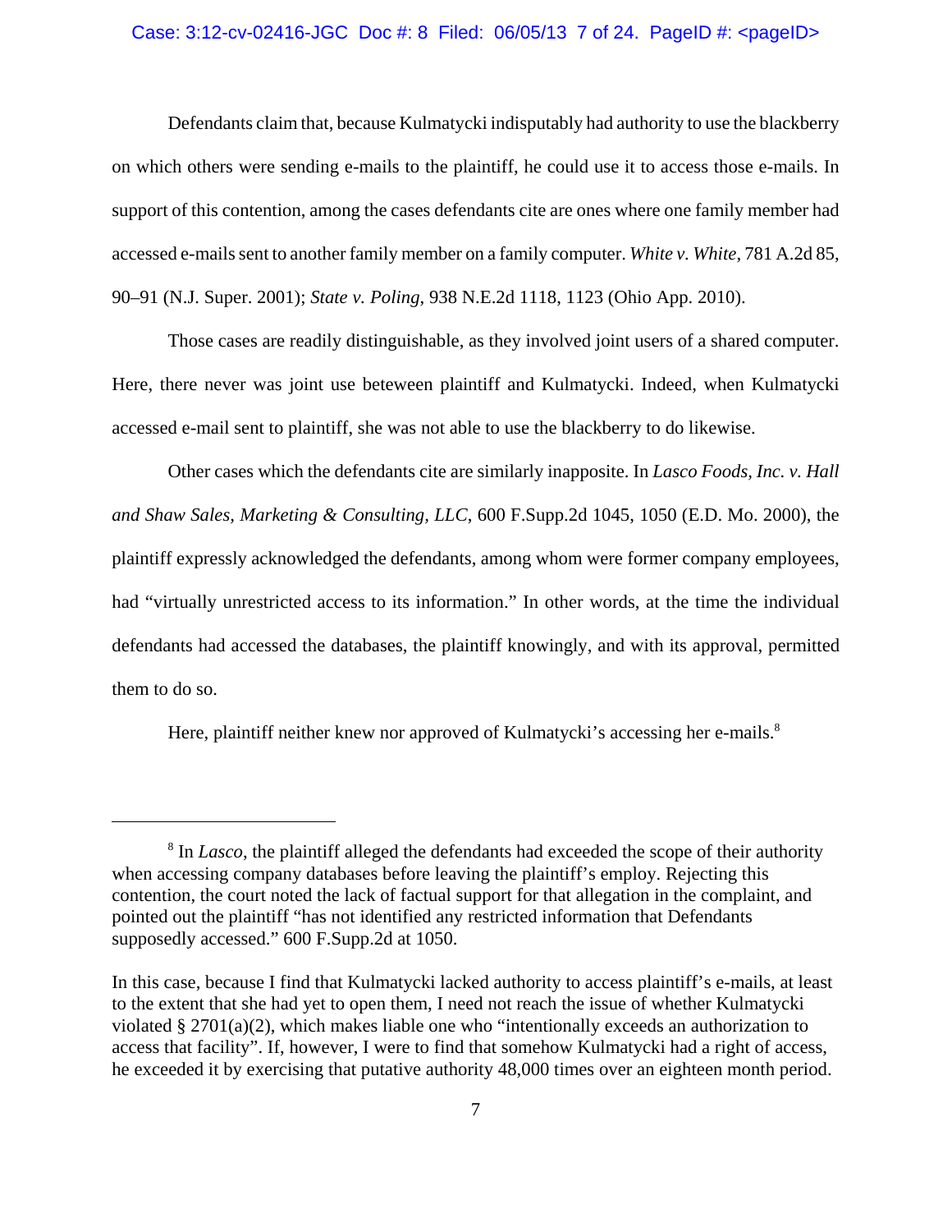Defendants claim that, because Kulmatycki indisputably had authority to use the blackberry on which others were sending e-mails to the plaintiff, he could use it to access those e-mails. In support of this contention, among the cases defendants cite are ones where one family member had accessed e-mails sent to another family member on a family computer. *White v. White*, 781 A.2d 85, 90–91 (N.J. Super. 2001); *State v. Poling*, 938 N.E.2d 1118, 1123 (Ohio App. 2010).

Those cases are readily distinguishable, as they involved joint users of a shared computer. Here, there never was joint use beteween plaintiff and Kulmatycki. Indeed, when Kulmatycki accessed e-mail sent to plaintiff, she was not able to use the blackberry to do likewise.

Other cases which the defendants cite are similarly inapposite. In *Lasco Foods, Inc. v. Hall and Shaw Sales, Marketing & Consulting, LLC*, 600 F.Supp.2d 1045, 1050 (E.D. Mo. 2000), the plaintiff expressly acknowledged the defendants, among whom were former company employees, had "virtually unrestricted access to its information." In other words, at the time the individual defendants had accessed the databases, the plaintiff knowingly, and with its approval, permitted them to do so.

Here, plaintiff neither knew nor approved of Kulmatycki's accessing her e-mails.[8]

---

[8] In *Lasco*, the plaintiff alleged the defendants had exceeded the scope of their authority when accessing company databases before leaving the plaintiff's employ. Rejecting this contention, the court noted the lack of factual support for that allegation in the complaint, and pointed out the plaintiff "has not identified any restricted information that Defendants supposedly accessed." 600 F.Supp.2d at 1050.

In this case, because I find that Kulmatycki lacked authority to access plaintiff's e-mails, at least to the extent that she had yet to open them, I need not reach the issue of whether Kulmatycki violated § 2701(a)(2), which makes liable one who "intentionally exceeds an authorization to access that facility". If, however, I were to find that somehow Kulmatycki had a right of access, he exceeded it by exercising that putative authority 48,000 times over an eighteen month period.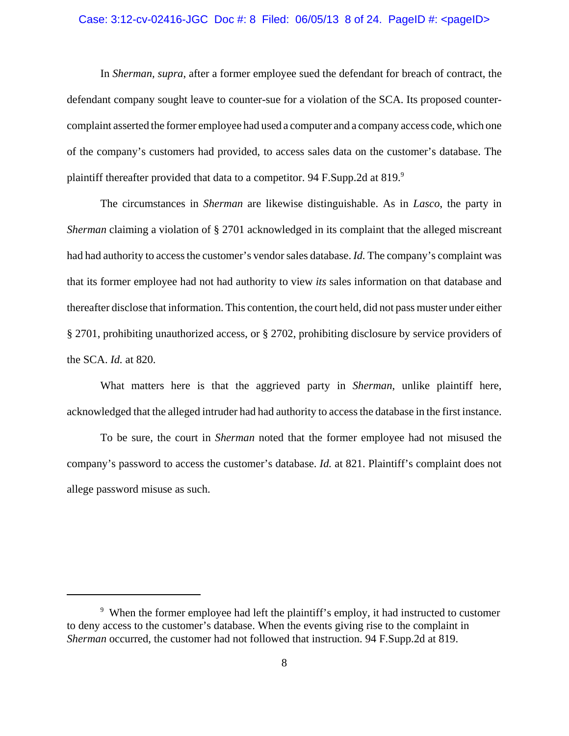In *Sherman*, *supra*, after a former employee sued the defendant for breach of contract, the defendant company sought leave to counter-sue for a violation of the SCA. Its proposed counter-complaint asserted the former employee had used a computer and a company access code, which one of the company's customers had provided, to access sales data on the customer's database. The plaintiff thereafter provided that data to a competitor. 94 F.Supp.2d at 819.[9]

The circumstances in *Sherman* are likewise distinguishable. As in *Lasco*, the party in *Sherman* claiming a violation of § 2701 acknowledged in its complaint that the alleged miscreant had had authority to access the customer's vendor sales database. *Id.* The company's complaint was that its former employee had not had authority to view *its* sales information on that database and thereafter disclose that information. This contention, the court held, did not pass muster under either § 2701, prohibiting unauthorized access, or § 2702, prohibiting disclosure by service providers of the SCA. *Id.* at 820.

What matters here is that the aggrieved party in *Sherman*, unlike plaintiff here, acknowledged that the alleged intruder had had authority to access the database in the first instance.

To be sure, the court in *Sherman* noted that the former employee had not misused the company's password to access the customer's database. *Id.* at 821. Plaintiff's complaint does not allege password misuse as such.

---

[9] When the former employee had left the plaintiff's employ, it had instructed to customer to deny access to the customer's database. When the events giving rise to the complaint in *Sherman* occurred, the customer had not followed that instruction. 94 F.Supp.2d at 819.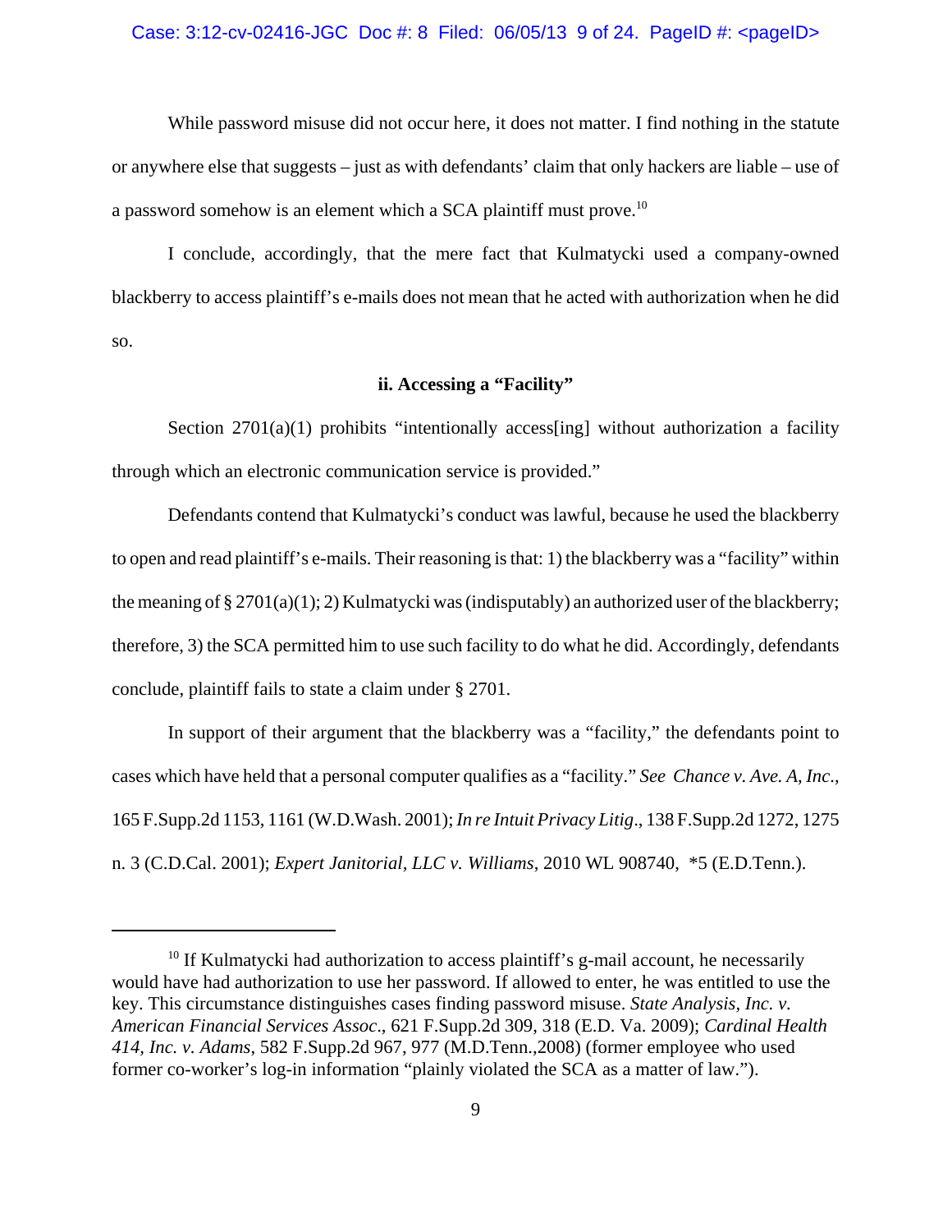While password misuse did not occur here, it does not matter. I find nothing in the statute or anywhere else that suggests – just as with defendants' claim that only hackers are liable – use of a password somehow is an element which a SCA plaintiff must prove.[10]

I conclude, accordingly, that the mere fact that Kulmatycki used a company-owned blackberry to access plaintiff's e-mails does not mean that he acted with authorization when he did so.

**ii. Accessing a "Facility"**

Section 2701(a)(1) prohibits "intentionally access[ing] without authorization a facility through which an electronic communication service is provided."

Defendants contend that Kulmatycki's conduct was lawful, because he used the blackberry to open and read plaintiff's e-mails. Their reasoning is that: 1) the blackberry was a "facility" within the meaning of § 2701(a)(1); 2) Kulmatycki was (indisputably) an authorized user of the blackberry; therefore, 3) the SCA permitted him to use such facility to do what he did. Accordingly, defendants conclude, plaintiff fails to state a claim under § 2701.

In support of their argument that the blackberry was a "facility," the defendants point to cases which have held that a personal computer qualifies as a "facility." *See Chance v. Ave. A, Inc.*, 165 F.Supp.2d 1153, 1161 (W.D.Wash. 2001); *In re Intuit Privacy Litig.*, 138 F.Supp.2d 1272, 1275 n. 3 (C.D.Cal. 2001); *Expert Janitorial, LLC v. Williams*, 2010 WL 908740, *5 (E.D.Tenn.).

---

[10] If Kulmatycki had authorization to access plaintiff's g-mail account, he necessarily would have had authorization to use her password. If allowed to enter, he was entitled to use the key. This circumstance distinguishes cases finding password misuse. *State Analysis, Inc. v. American Financial Services Assoc.*, 621 F.Supp.2d 309, 318 (E.D. Va. 2009); *Cardinal Health 414, Inc. v. Adams*, 582 F.Supp.2d 967, 977 (M.D.Tenn.,2008) (former employee who used former co-worker's log-in information "plainly violated the SCA as a matter of law.").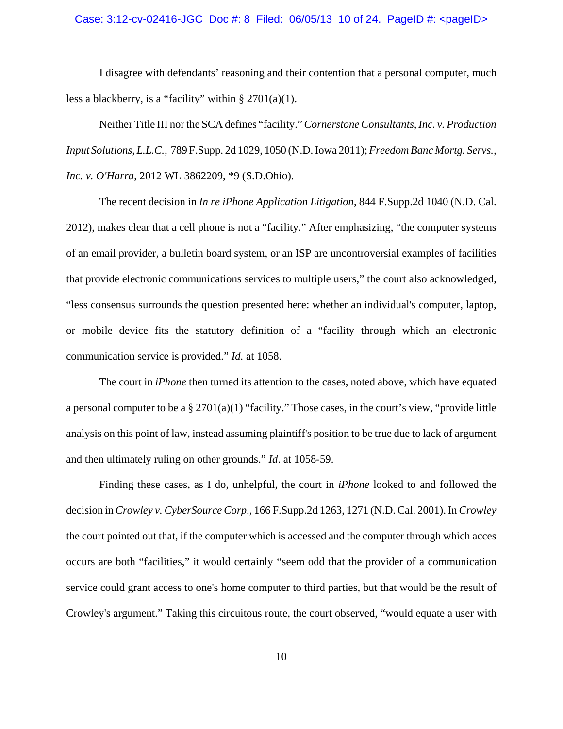I disagree with defendants' reasoning and their contention that a personal computer, much less a blackberry, is a "facility" within § 2701(a)(1).

Neither Title III nor the SCA defines "facility." *Cornerstone Consultants, Inc. v. Production Input Solutions, L.L.C.*, 789 F.Supp. 2d 1029, 1050 (N.D. Iowa 2011); *Freedom Banc Mortg. Servs., Inc. v. O'Harra*, 2012 WL 3862209, *9 (S.D.Ohio).

The recent decision in *In re iPhone Application Litigation*, 844 F.Supp.2d 1040 (N.D. Cal. 2012), makes clear that a cell phone is not a "facility." After emphasizing, "the computer systems of an email provider, a bulletin board system, or an ISP are uncontroversial examples of facilities that provide electronic communications services to multiple users," the court also acknowledged, "less consensus surrounds the question presented here: whether an individual's computer, laptop, or mobile device fits the statutory definition of a "facility through which an electronic communication service is provided." *Id.* at 1058.

The court in *iPhone* then turned its attention to the cases, noted above, which have equated a personal computer to be a § 2701(a)(1) "facility." Those cases, in the court's view, "provide little analysis on this point of law, instead assuming plaintiff's position to be true due to lack of argument and then ultimately ruling on other grounds." *Id*. at 1058-59.

Finding these cases, as I do, unhelpful, the court in *iPhone* looked to and followed the decision in *Crowley v. CyberSource Corp*., 166 F.Supp.2d 1263, 1271 (N.D. Cal. 2001). In *Crowley* the court pointed out that, if the computer which is accessed and the computer through which acces occurs are both "facilities," it would certainly "seem odd that the provider of a communication service could grant access to one's home computer to third parties, but that would be the result of Crowley's argument." Taking this circuitous route, the court observed, "would equate a user with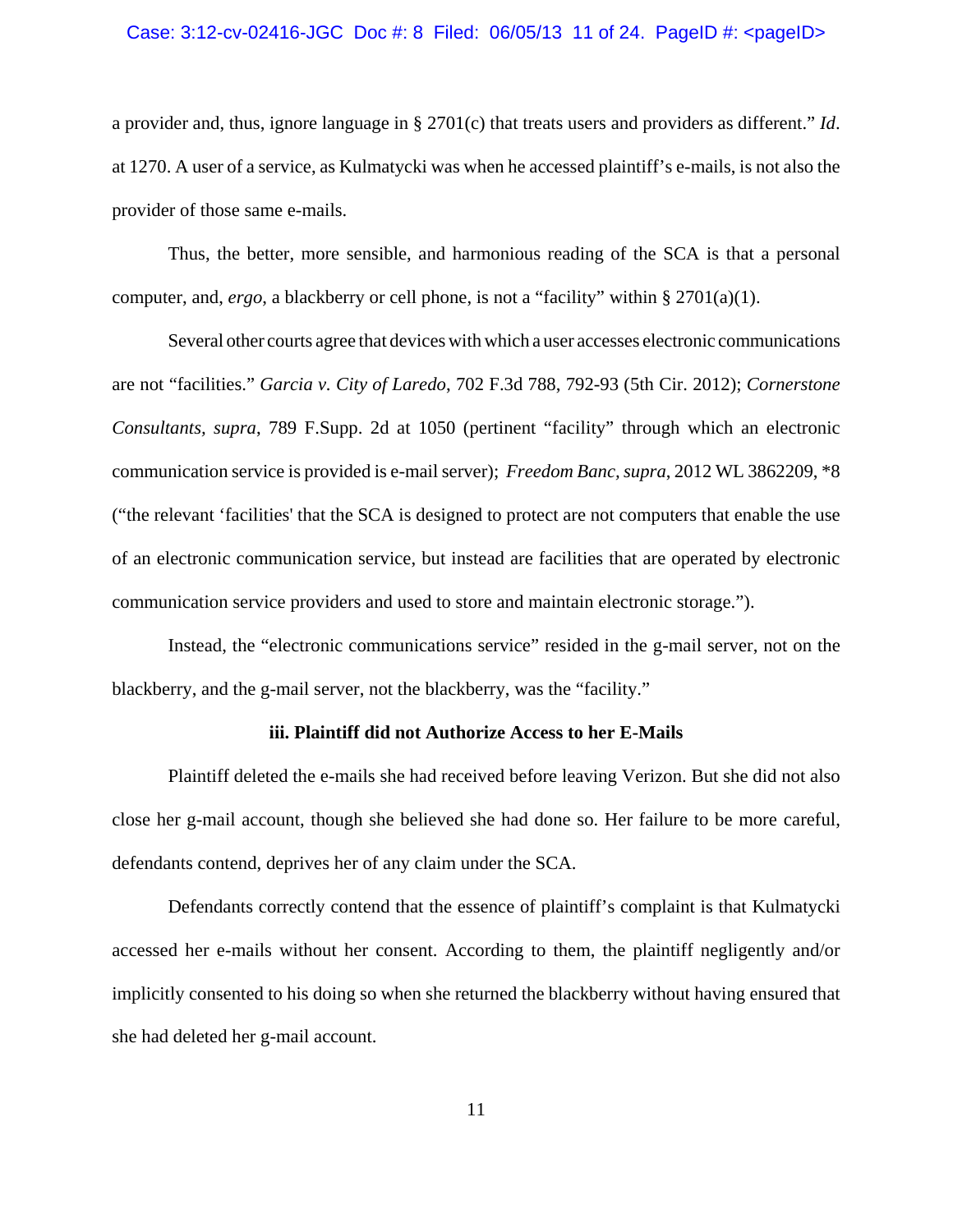a provider and, thus, ignore language in § 2701(c) that treats users and providers as different." *Id*. at 1270. A user of a service, as Kulmatycki was when he accessed plaintiff's e-mails, is not also the provider of those same e-mails.

Thus, the better, more sensible, and harmonious reading of the SCA is that a personal computer, and, *ergo*, a blackberry or cell phone, is not a "facility" within § 2701(a)(1).

Several other courts agree that devices with which a user accesses electronic communications are not "facilities." *Garcia v. City of Laredo*, 702 F.3d 788, 792-93 (5th Cir. 2012); *Cornerstone Consultants, supra*, 789 F.Supp. 2d at 1050 (pertinent "facility" through which an electronic communication service is provided is e-mail server); *Freedom Banc, supra*, 2012 WL 3862209, *8 ("the relevant 'facilities' that the SCA is designed to protect are not computers that enable the use of an electronic communication service, but instead are facilities that are operated by electronic communication service providers and used to store and maintain electronic storage.").

Instead, the "electronic communications service" resided in the g-mail server, not on the blackberry, and the g-mail server, not the blackberry, was the "facility."

### iii. Plaintiff did not Authorize Access to her E-Mails

Plaintiff deleted the e-mails she had received before leaving Verizon. But she did not also close her g-mail account, though she believed she had done so. Her failure to be more careful, defendants contend, deprives her of any claim under the SCA.

Defendants correctly contend that the essence of plaintiff's complaint is that Kulmatycki accessed her e-mails without her consent. According to them, the plaintiff negligently and/or implicitly consented to his doing so when she returned the blackberry without having ensured that she had deleted her g-mail account.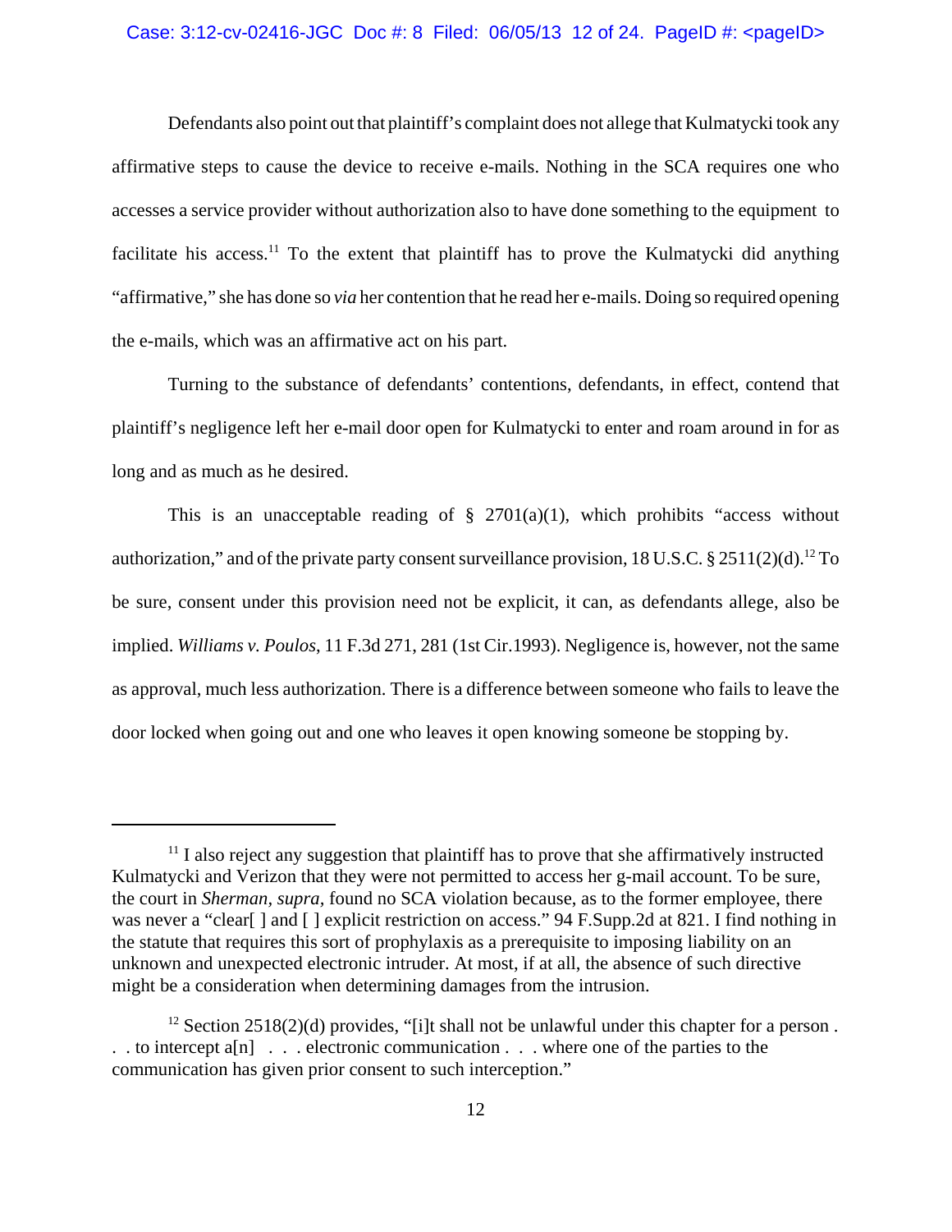Defendants also point out that plaintiff's complaint does not allege that Kulmatycki took any affirmative steps to cause the device to receive e-mails. Nothing in the SCA requires one who accesses a service provider without authorization also to have done something to the equipment to facilitate his access.[11] To the extent that plaintiff has to prove the Kulmatycki did anything "affirmative," she has done so *via* her contention that he read her e-mails. Doing so required opening the e-mails, which was an affirmative act on his part.

Turning to the substance of defendants' contentions, defendants, in effect, contend that plaintiff's negligence left her e-mail door open for Kulmatycki to enter and roam around in for as long and as much as he desired.

This is an unacceptable reading of § 2701(a)(1), which prohibits "access without authorization," and of the private party consent surveillance provision, 18 U.S.C. § 2511(2)(d).[12] To be sure, consent under this provision need not be explicit, it can, as defendants allege, also be implied. *Williams v. Poulos*, 11 F.3d 271, 281 (1st Cir.1993). Negligence is, however, not the same as approval, much less authorization. There is a difference between someone who fails to leave the door locked when going out and one who leaves it open knowing someone be stopping by.

---

[11] I also reject any suggestion that plaintiff has to prove that she affirmatively instructed Kulmatycki and Verizon that they were not permitted to access her g-mail account. To be sure, the court in *Sherman, supra,* found no SCA violation because, as to the former employee, there was never a "clear[ ] and [ ] explicit restriction on access." 94 F.Supp.2d at 821. I find nothing in the statute that requires this sort of prophylaxis as a prerequisite to imposing liability on an unknown and unexpected electronic intruder. At most, if at all, the absence of such directive might be a consideration when determining damages from the intrusion.

[12] Section 2518(2)(d) provides, "[i]t shall not be unlawful under this chapter for a person . . . to intercept a[n] . . . electronic communication . . . where one of the parties to the communication has given prior consent to such interception."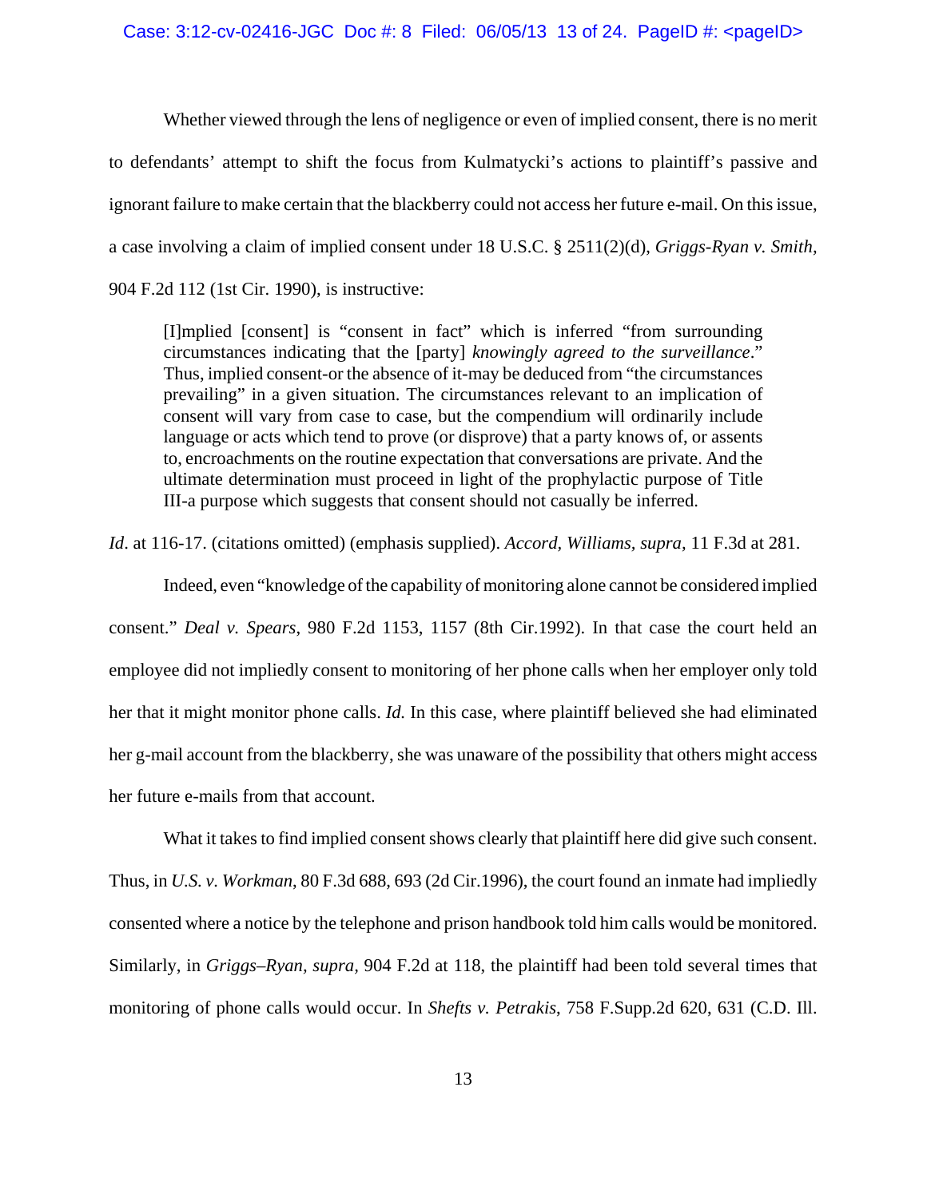Whether viewed through the lens of negligence or even of implied consent, there is no merit to defendants' attempt to shift the focus from Kulmatycki's actions to plaintiff's passive and ignorant failure to make certain that the blackberry could not access her future e-mail. On this issue, a case involving a claim of implied consent under 18 U.S.C. § 2511(2)(d), *Griggs-Ryan v. Smith*, 904 F.2d 112 (1st Cir. 1990), is instructive:

> [I]mplied [consent] is "consent in fact" which is inferred "from surrounding circumstances indicating that the [party] *knowingly agreed to the surveillance*." Thus, implied consent-or the absence of it-may be deduced from "the circumstances prevailing" in a given situation. The circumstances relevant to an implication of consent will vary from case to case, but the compendium will ordinarily include language or acts which tend to prove (or disprove) that a party knows of, or assents to, encroachments on the routine expectation that conversations are private. And the ultimate determination must proceed in light of the prophylactic purpose of Title III-a purpose which suggests that consent should not casually be inferred.

*Id*. at 116-17. (citations omitted) (emphasis supplied). *Accord, Williams, supra,* 11 F.3d at 281.

Indeed, even "knowledge of the capability of monitoring alone cannot be considered implied consent." *Deal v. Spears*, 980 F.2d 1153, 1157 (8th Cir.1992). In that case the court held an employee did not impliedly consent to monitoring of her phone calls when her employer only told her that it might monitor phone calls. *Id.* In this case, where plaintiff believed she had eliminated her g-mail account from the blackberry, she was unaware of the possibility that others might access her future e-mails from that account.

What it takes to find implied consent shows clearly that plaintiff here did give such consent. Thus, in *U.S. v. Workman*, 80 F.3d 688, 693 (2d Cir.1996), the court found an inmate had impliedly consented where a notice by the telephone and prison handbook told him calls would be monitored. Similarly, in *Griggs–Ryan, supra*, 904 F.2d at 118, the plaintiff had been told several times that monitoring of phone calls would occur. In *Shefts v. Petrakis*, 758 F.Supp.2d 620, 631 (C.D. Ill.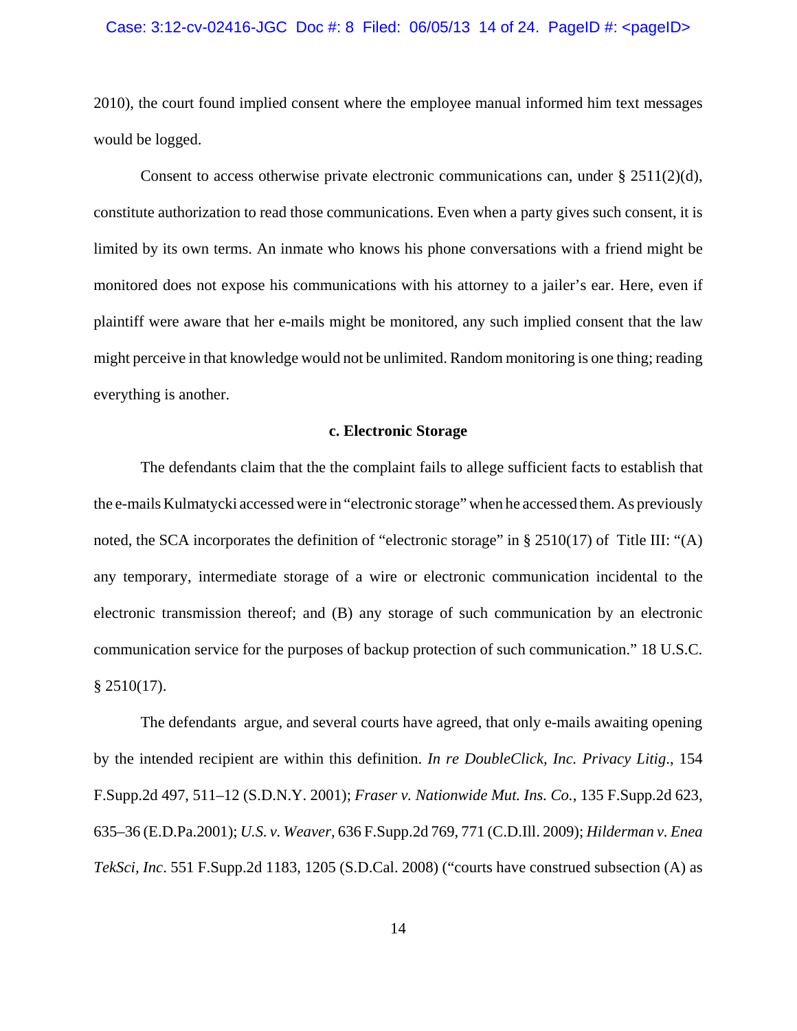2010), the court found implied consent where the employee manual informed him text messages would be logged.

Consent to access otherwise private electronic communications can, under § 2511(2)(d), constitute authorization to read those communications. Even when a party gives such consent, it is limited by its own terms. An inmate who knows his phone conversations with a friend might be monitored does not expose his communications with his attorney to a jailer's ear. Here, even if plaintiff were aware that her e-mails might be monitored, any such implied consent that the law might perceive in that knowledge would not be unlimited. Random monitoring is one thing; reading everything is another.

**c. Electronic Storage**

The defendants claim that the the complaint fails to allege sufficient facts to establish that the e-mails Kulmatycki accessed were in "electronic storage" when he accessed them. As previously noted, the SCA incorporates the definition of "electronic storage" in § 2510(17) of Title III: "(A) any temporary, intermediate storage of a wire or electronic communication incidental to the electronic transmission thereof; and (B) any storage of such communication by an electronic communication service for the purposes of backup protection of such communication." 18 U.S.C. § 2510(17).

The defendants argue, and several courts have agreed, that only e-mails awaiting opening by the intended recipient are within this definition. *In re DoubleClick, Inc. Privacy Litig.*, 154 F.Supp.2d 497, 511–12 (S.D.N.Y. 2001); *Fraser v. Nationwide Mut. Ins. Co.*, 135 F.Supp.2d 623, 635–36 (E.D.Pa.2001); *U.S. v. Weaver*, 636 F.Supp.2d 769, 771 (C.D.Ill. 2009); *Hilderman v. Enea TekSci, Inc*. 551 F.Supp.2d 1183, 1205 (S.D.Cal. 2008) ("courts have construed subsection (A) as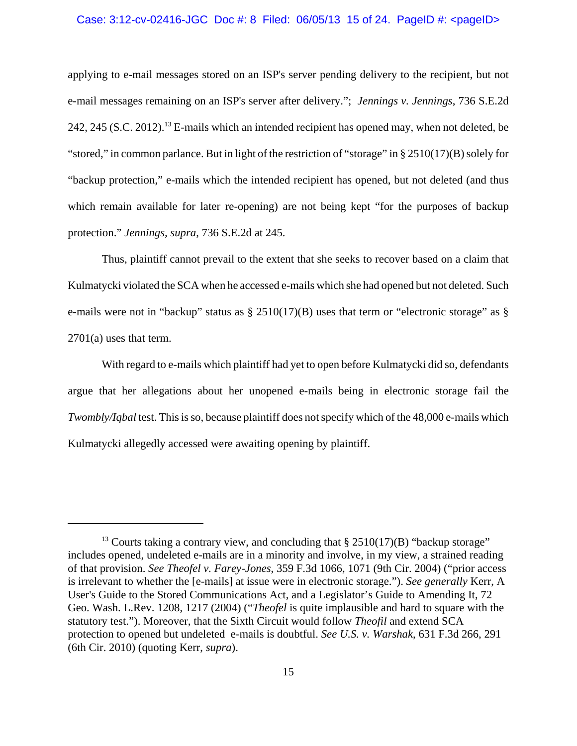applying to e-mail messages stored on an ISP's server pending delivery to the recipient, but not e-mail messages remaining on an ISP's server after delivery."; *Jennings v. Jennings*, 736 S.E.2d 242, 245 (S.C. 2012).[13] E-mails which an intended recipient has opened may, when not deleted, be "stored," in common parlance. But in light of the restriction of "storage" in § 2510(17)(B) solely for "backup protection," e-mails which the intended recipient has opened, but not deleted (and thus which remain available for later re-opening) are not being kept "for the purposes of backup protection." *Jennings*, *supra*, 736 S.E.2d at 245.

Thus, plaintiff cannot prevail to the extent that she seeks to recover based on a claim that Kulmatycki violated the SCA when he accessed e-mails which she had opened but not deleted. Such e-mails were not in "backup" status as § 2510(17)(B) uses that term or "electronic storage" as § 2701(a) uses that term.

With regard to e-mails which plaintiff had yet to open before Kulmatycki did so, defendants argue that her allegations about her unopened e-mails being in electronic storage fail the *Twombly/Iqbal* test. This is so, because plaintiff does not specify which of the 48,000 e-mails which Kulmatycki allegedly accessed were awaiting opening by plaintiff.

---

[13] Courts taking a contrary view, and concluding that § 2510(17)(B) "backup storage" includes opened, undeleted e-mails are in a minority and involve, in my view, a strained reading of that provision. *See Theofel v. Farey-Jones*, 359 F.3d 1066, 1071 (9th Cir. 2004) ("prior access is irrelevant to whether the [e-mails] at issue were in electronic storage."). *See generally* Kerr, A User's Guide to the Stored Communications Act, and a Legislator's Guide to Amending It, 72 Geo. Wash. L.Rev. 1208, 1217 (2004) ("*Theofel* is quite implausible and hard to square with the statutory test."). Moreover, that the Sixth Circuit would follow *Theofil* and extend SCA protection to opened but undeleted e-mails is doubtful. *See U.S. v. Warshak*, 631 F.3d 266, 291 (6th Cir. 2010) (quoting Kerr, *supra*).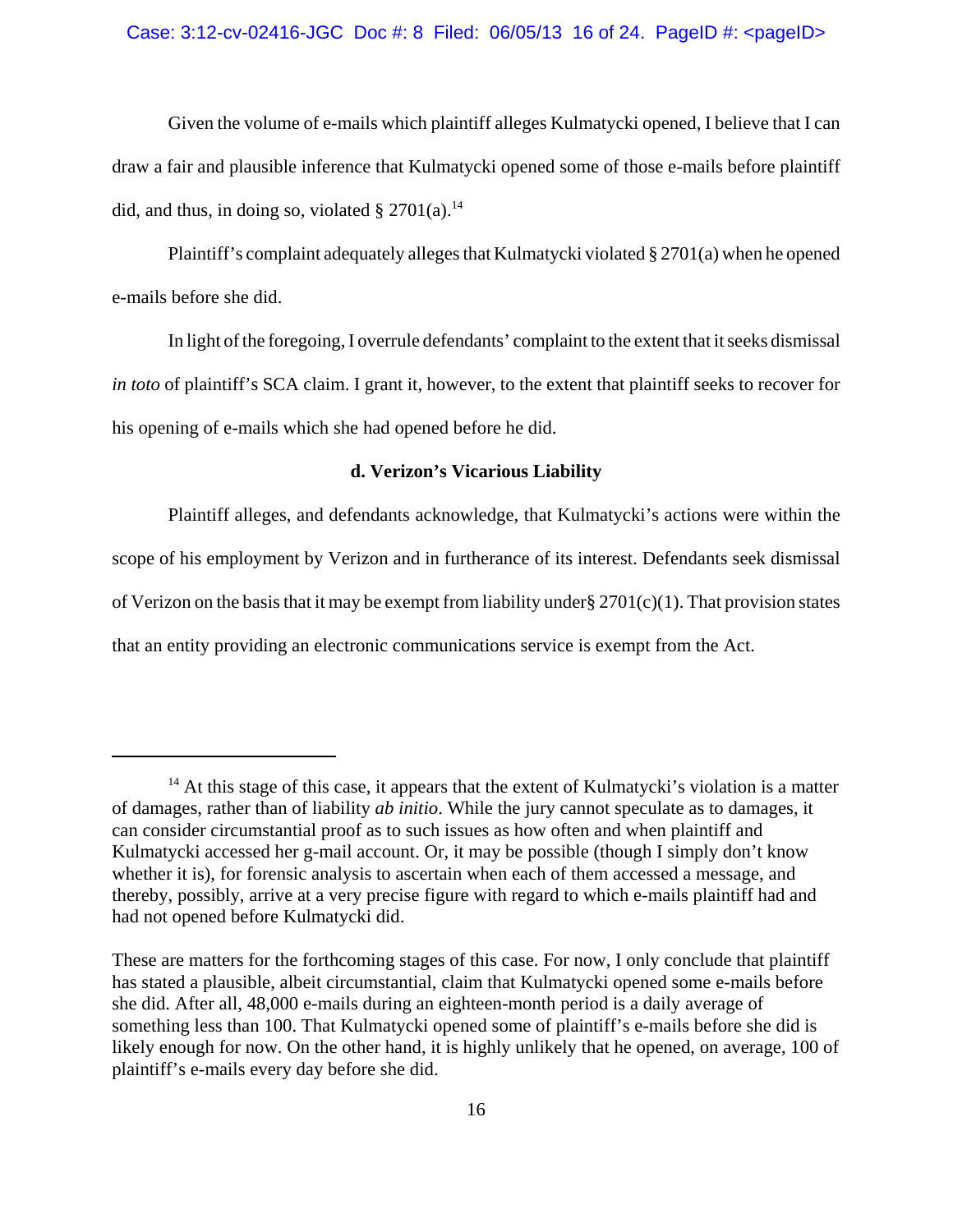Given the volume of e-mails which plaintiff alleges Kulmatycki opened, I believe that I can draw a fair and plausible inference that Kulmatycki opened some of those e-mails before plaintiff did, and thus, in doing so, violated § 2701(a).[14]

Plaintiff's complaint adequately alleges that Kulmatycki violated § 2701(a) when he opened e-mails before she did.

In light of the foregoing, I overrule defendants' complaint to the extent that it seeks dismissal *in toto* of plaintiff's SCA claim. I grant it, however, to the extent that plaintiff seeks to recover for his opening of e-mails which she had opened before he did.

**d. Verizon's Vicarious Liability**

Plaintiff alleges, and defendants acknowledge, that Kulmatycki's actions were within the scope of his employment by Verizon and in furtherance of its interest. Defendants seek dismissal of Verizon on the basis that it may be exempt from liability under§ 2701(c)(1). That provision states that an entity providing an electronic communications service is exempt from the Act.

---

[14] At this stage of this case, it appears that the extent of Kulmatycki's violation is a matter of damages, rather than of liability *ab initio*. While the jury cannot speculate as to damages, it can consider circumstantial proof as to such issues as how often and when plaintiff and Kulmatycki accessed her g-mail account. Or, it may be possible (though I simply don't know whether it is), for forensic analysis to ascertain when each of them accessed a message, and thereby, possibly, arrive at a very precise figure with regard to which e-mails plaintiff had and had not opened before Kulmatycki did.

These are matters for the forthcoming stages of this case. For now, I only conclude that plaintiff has stated a plausible, albeit circumstantial, claim that Kulmatycki opened some e-mails before she did. After all, 48,000 e-mails during an eighteen-month period is a daily average of something less than 100. That Kulmatycki opened some of plaintiff's e-mails before she did is likely enough for now. On the other hand, it is highly unlikely that he opened, on average, 100 of plaintiff's e-mails every day before she did.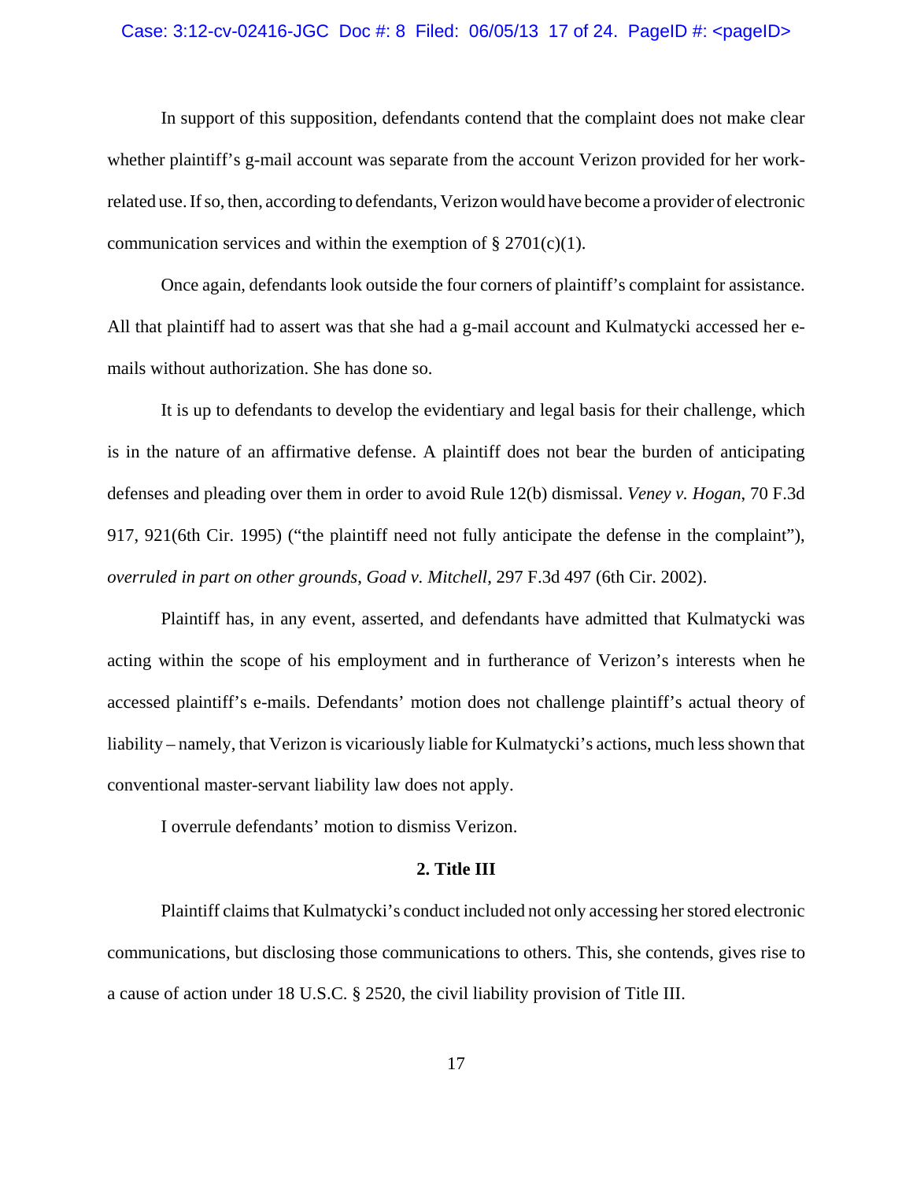In support of this supposition, defendants contend that the complaint does not make clear whether plaintiff's g-mail account was separate from the account Verizon provided for her work-related use. If so, then, according to defendants, Verizon would have become a provider of electronic communication services and within the exemption of § 2701(c)(1).

Once again, defendants look outside the four corners of plaintiff's complaint for assistance. All that plaintiff had to assert was that she had a g-mail account and Kulmatycki accessed her e-mails without authorization. She has done so.

It is up to defendants to develop the evidentiary and legal basis for their challenge, which is in the nature of an affirmative defense. A plaintiff does not bear the burden of anticipating defenses and pleading over them in order to avoid Rule 12(b) dismissal. *Veney v. Hogan*, 70 F.3d 917, 921(6th Cir. 1995) ("the plaintiff need not fully anticipate the defense in the complaint"), *overruled in part on other grounds*, *Goad v. Mitchell*, 297 F.3d 497 (6th Cir. 2002).

Plaintiff has, in any event, asserted, and defendants have admitted that Kulmatycki was acting within the scope of his employment and in furtherance of Verizon's interests when he accessed plaintiff's e-mails. Defendants' motion does not challenge plaintiff's actual theory of liability – namely, that Verizon is vicariously liable for Kulmatycki's actions, much less shown that conventional master-servant liability law does not apply.

I overrule defendants' motion to dismiss Verizon.

**2. Title III**

Plaintiff claims that Kulmatycki's conduct included not only accessing her stored electronic communications, but disclosing those communications to others. This, she contends, gives rise to a cause of action under 18 U.S.C. § 2520, the civil liability provision of Title III.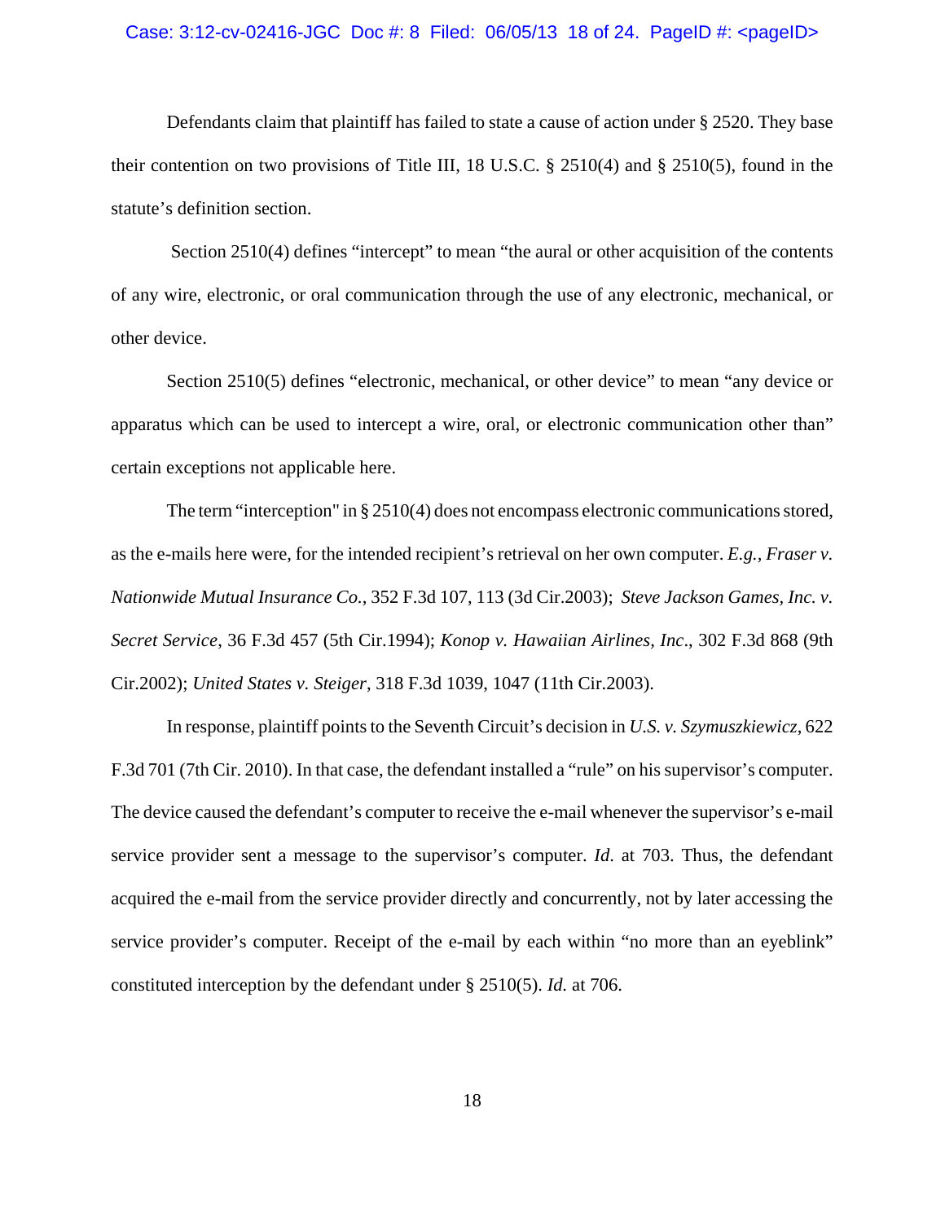Defendants claim that plaintiff has failed to state a cause of action under § 2520. They base their contention on two provisions of Title III, 18 U.S.C. § 2510(4) and § 2510(5), found in the statute's definition section.

Section 2510(4) defines "intercept" to mean "the aural or other acquisition of the contents of any wire, electronic, or oral communication through the use of any electronic, mechanical, or other device.

Section 2510(5) defines "electronic, mechanical, or other device" to mean "any device or apparatus which can be used to intercept a wire, oral, or electronic communication other than" certain exceptions not applicable here.

The term "interception" in § 2510(4) does not encompass electronic communications stored, as the e-mails here were, for the intended recipient's retrieval on her own computer. *E.g., Fraser v. Nationwide Mutual Insurance Co.*, 352 F.3d 107, 113 (3d Cir.2003); *Steve Jackson Games, Inc. v. Secret Service*, 36 F.3d 457 (5th Cir.1994); *Konop v. Hawaiian Airlines, Inc*., 302 F.3d 868 (9th Cir.2002); *United States v. Steiger*, 318 F.3d 1039, 1047 (11th Cir.2003).

In response, plaintiff points to the Seventh Circuit's decision in *U.S. v. Szymuszkiewicz*, 622 F.3d 701 (7th Cir. 2010). In that case, the defendant installed a "rule" on his supervisor's computer. The device caused the defendant's computer to receive the e-mail whenever the supervisor's e-mail service provider sent a message to the supervisor's computer. *Id*. at 703. Thus, the defendant acquired the e-mail from the service provider directly and concurrently, not by later accessing the service provider's computer. Receipt of the e-mail by each within "no more than an eyeblink" constituted interception by the defendant under § 2510(5). *Id.* at 706.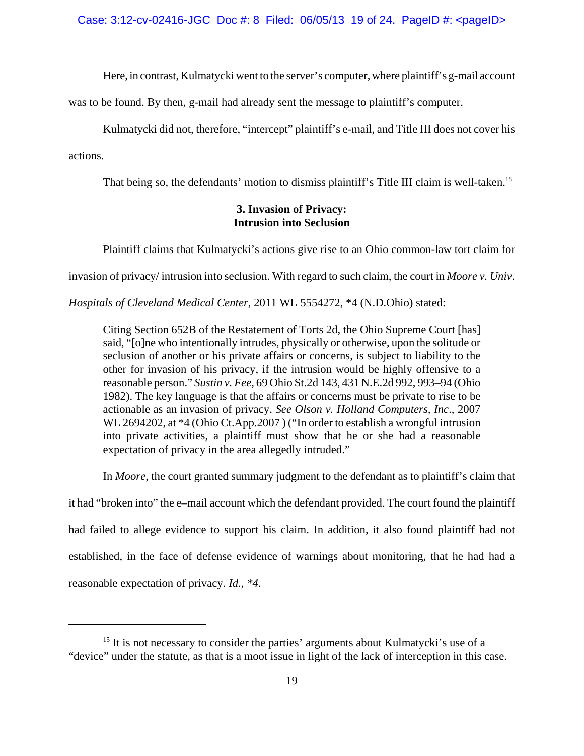Here, in contrast, Kulmatycki went to the server's computer, where plaintiff's g-mail account was to be found. By then, g-mail had already sent the message to plaintiff's computer.

Kulmatycki did not, therefore, "intercept" plaintiff's e-mail, and Title III does not cover his actions.

That being so, the defendants' motion to dismiss plaintiff's Title III claim is well-taken.[15]

### 3. Invasion of Privacy: Intrusion into Seclusion

Plaintiff claims that Kulmatycki's actions give rise to an Ohio common-law tort claim for invasion of privacy/ intrusion into seclusion. With regard to such claim, the court in *Moore v. Univ. Hospitals of Cleveland Medical Center*, 2011 WL 5554272, *4 (N.D.Ohio) stated:

> Citing Section 652B of the Restatement of Torts 2d, the Ohio Supreme Court [has] said, "[o]ne who intentionally intrudes, physically or otherwise, upon the solitude or seclusion of another or his private affairs or concerns, is subject to liability to the other for invasion of his privacy, if the intrusion would be highly offensive to a reasonable person." *Sustin v. Fee*, 69 Ohio St.2d 143, 431 N.E.2d 992, 993–94 (Ohio 1982). The key language is that the affairs or concerns must be private to rise to be actionable as an invasion of privacy. *See Olson v. Holland Computers, Inc*., 2007 WL 2694202, at *4 (Ohio Ct.App.2007 ) ("In order to establish a wrongful intrusion into private activities, a plaintiff must show that he or she had a reasonable expectation of privacy in the area allegedly intruded."

In *Moore*, the court granted summary judgment to the defendant as to plaintiff's claim that it had "broken into" the e–mail account which the defendant provided. The court found the plaintiff had failed to allege evidence to support his claim. In addition, it also found plaintiff had not established, in the face of defense evidence of warnings about monitoring, that he had had a reasonable expectation of privacy. *Id., *4.*

---

[15] It is not necessary to consider the parties' arguments about Kulmatycki's use of a "device" under the statute, as that is a moot issue in light of the lack of interception in this case.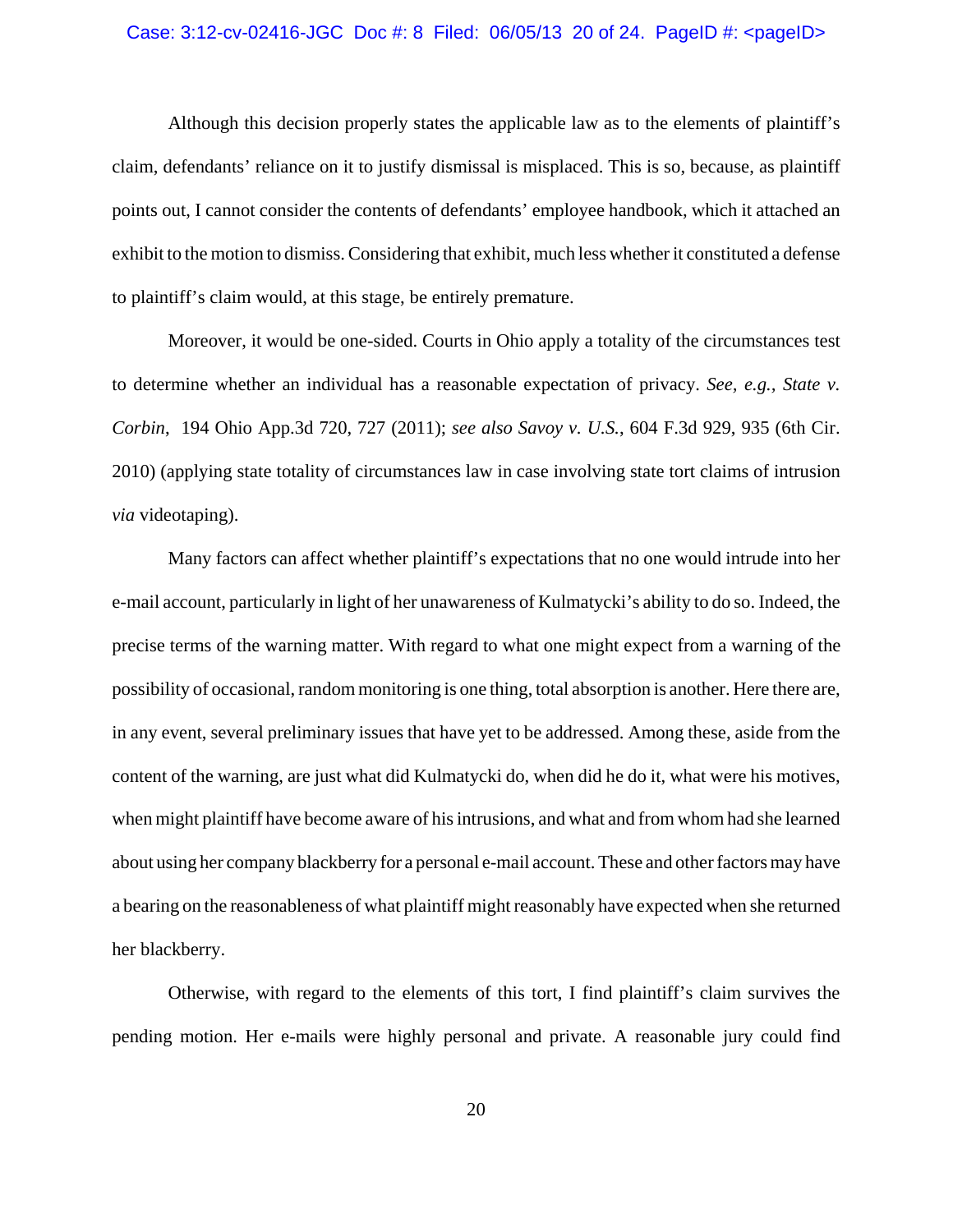Although this decision properly states the applicable law as to the elements of plaintiff's claim, defendants' reliance on it to justify dismissal is misplaced. This is so, because, as plaintiff points out, I cannot consider the contents of defendants' employee handbook, which it attached an exhibit to the motion to dismiss. Considering that exhibit, much less whether it constituted a defense to plaintiff's claim would, at this stage, be entirely premature.

Moreover, it would be one-sided. Courts in Ohio apply a totality of the circumstances test to determine whether an individual has a reasonable expectation of privacy. *See, e.g., State v. Corbin*, 194 Ohio App.3d 720, 727 (2011); *see also Savoy v. U.S.*, 604 F.3d 929, 935 (6th Cir. 2010) (applying state totality of circumstances law in case involving state tort claims of intrusion *via* videotaping).

Many factors can affect whether plaintiff's expectations that no one would intrude into her e-mail account, particularly in light of her unawareness of Kulmatycki's ability to do so. Indeed, the precise terms of the warning matter. With regard to what one might expect from a warning of the possibility of occasional, random monitoring is one thing, total absorption is another. Here there are, in any event, several preliminary issues that have yet to be addressed. Among these, aside from the content of the warning, are just what did Kulmatycki do, when did he do it, what were his motives, when might plaintiff have become aware of his intrusions, and what and from whom had she learned about using her company blackberry for a personal e-mail account. These and other factors may have a bearing on the reasonableness of what plaintiff might reasonably have expected when she returned her blackberry.

Otherwise, with regard to the elements of this tort, I find plaintiff's claim survives the pending motion. Her e-mails were highly personal and private. A reasonable jury could find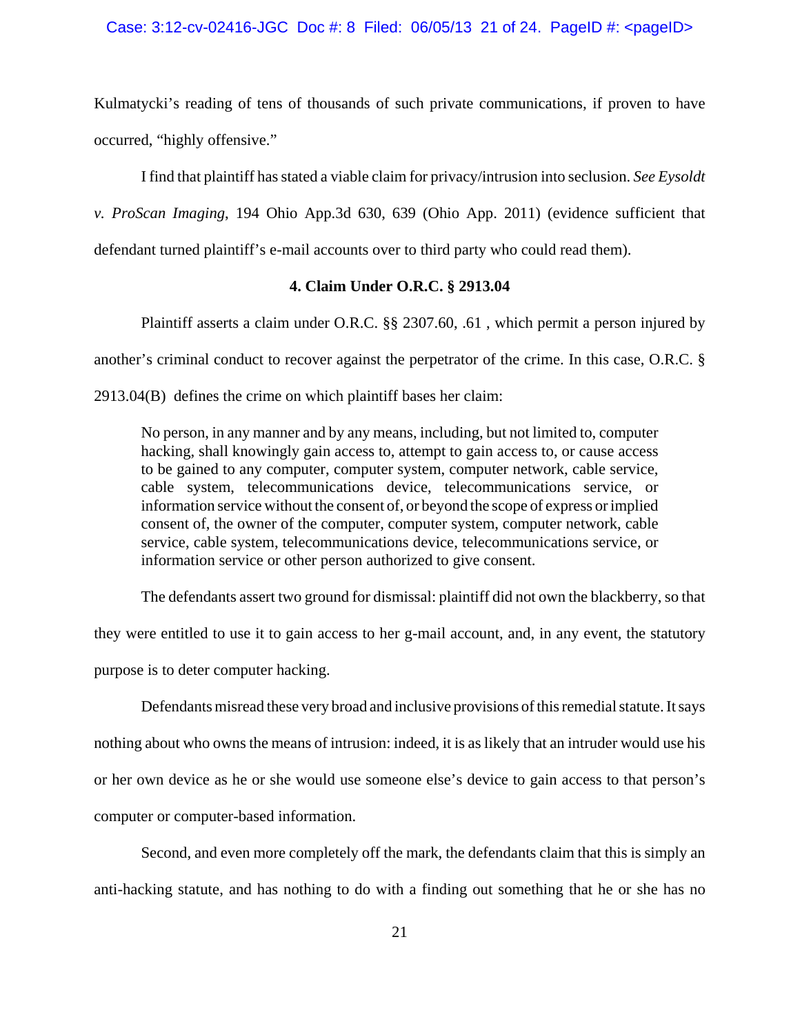Kulmatycki's reading of tens of thousands of such private communications, if proven to have occurred, "highly offensive."

I find that plaintiff has stated a viable claim for privacy/intrusion into seclusion. *See Eysoldt v. ProScan Imaging*, 194 Ohio App.3d 630, 639 (Ohio App. 2011) (evidence sufficient that defendant turned plaintiff's e-mail accounts over to third party who could read them).

### 4. Claim Under O.R.C. § 2913.04

Plaintiff asserts a claim under O.R.C. §§ 2307.60, .61 , which permit a person injured by another's criminal conduct to recover against the perpetrator of the crime. In this case, O.R.C. § 2913.04(B) defines the crime on which plaintiff bases her claim:

> No person, in any manner and by any means, including, but not limited to, computer hacking, shall knowingly gain access to, attempt to gain access to, or cause access to be gained to any computer, computer system, computer network, cable service, cable system, telecommunications device, telecommunications service, or information service without the consent of, or beyond the scope of express or implied consent of, the owner of the computer, computer system, computer network, cable service, cable system, telecommunications device, telecommunications service, or information service or other person authorized to give consent.

The defendants assert two ground for dismissal: plaintiff did not own the blackberry, so that they were entitled to use it to gain access to her g-mail account, and, in any event, the statutory purpose is to deter computer hacking.

Defendants misread these very broad and inclusive provisions of this remedial statute. It says nothing about who owns the means of intrusion: indeed, it is as likely that an intruder would use his or her own device as he or she would use someone else's device to gain access to that person's computer or computer-based information.

Second, and even more completely off the mark, the defendants claim that this is simply an anti-hacking statute, and has nothing to do with a finding out something that he or she has no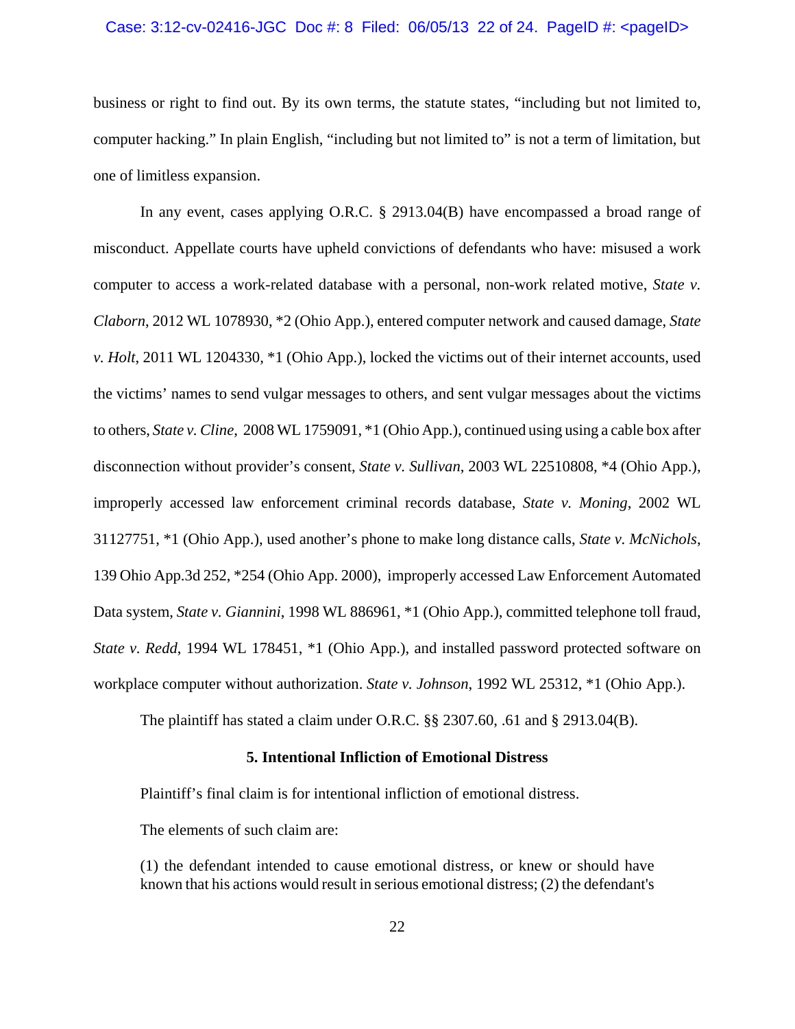business or right to find out. By its own terms, the statute states, "including but not limited to, computer hacking." In plain English, "including but not limited to" is not a term of limitation, but one of limitless expansion.

In any event, cases applying O.R.C. § 2913.04(B) have encompassed a broad range of misconduct. Appellate courts have upheld convictions of defendants who have: misused a work computer to access a work-related database with a personal, non-work related motive, *State v. Claborn*, 2012 WL 1078930, *2 (Ohio App.), entered computer network and caused damage, *State v. Holt*, 2011 WL 1204330, *1 (Ohio App.), locked the victims out of their internet accounts, used the victims' names to send vulgar messages to others, and sent vulgar messages about the victims to others, *State v. Cline*, 2008 WL 1759091, *1 (Ohio App.), continued using using a cable box after disconnection without provider's consent, *State v. Sullivan*, 2003 WL 22510808, *4 (Ohio App.), improperly accessed law enforcement criminal records database, *State v. Moning*, 2002 WL 31127751, *1 (Ohio App.), used another's phone to make long distance calls, *State v. McNichols*, 139 Ohio App.3d 252, *254 (Ohio App. 2000), improperly accessed Law Enforcement Automated Data system, *State v. Giannini*, 1998 WL 886961, *1 (Ohio App.), committed telephone toll fraud, *State v. Redd*, 1994 WL 178451, *1 (Ohio App.), and installed password protected software on workplace computer without authorization. *State v. Johnson*, 1992 WL 25312, *1 (Ohio App.).

The plaintiff has stated a claim under O.R.C. §§ 2307.60, .61 and § 2913.04(B).

### 5. Intentional Infliction of Emotional Distress

Plaintiff's final claim is for intentional infliction of emotional distress.

The elements of such claim are:

> (1) the defendant intended to cause emotional distress, or knew or should have known that his actions would result in serious emotional distress; (2) the defendant's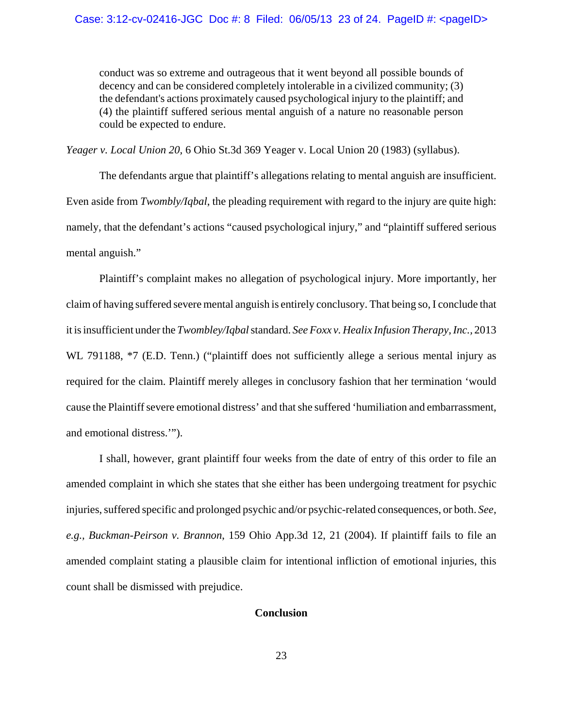> conduct was so extreme and outrageous that it went beyond all possible bounds of decency and can be considered completely intolerable in a civilized community; (3) the defendant's actions proximately caused psychological injury to the plaintiff; and (4) the plaintiff suffered serious mental anguish of a nature no reasonable person could be expected to endure.

*Yeager v. Local Union 20*, 6 Ohio St.3d 369 Yeager v. Local Union 20 (1983) (syllabus).

The defendants argue that plaintiff's allegations relating to mental anguish are insufficient. Even aside from *Twombly/Iqbal*, the pleading requirement with regard to the injury are quite high: namely, that the defendant's actions "caused psychological injury," and "plaintiff suffered serious mental anguish."

Plaintiff's complaint makes no allegation of psychological injury. More importantly, her claim of having suffered severe mental anguish is entirely conclusory. That being so, I conclude that it is insufficient under the *Twombley/Iqbal* standard. *See Foxx v. Healix Infusion Therapy, Inc.,* 2013 WL 791188, *7 (E.D. Tenn.) ("plaintiff does not sufficiently allege a serious mental injury as required for the claim. Plaintiff merely alleges in conclusory fashion that her termination 'would cause the Plaintiff severe emotional distress' and that she suffered 'humiliation and embarrassment, and emotional distress.'").

I shall, however, grant plaintiff four weeks from the date of entry of this order to file an amended complaint in which she states that she either has been undergoing treatment for psychic injuries, suffered specific and prolonged psychic and/or psychic-related consequences, or both. *See, e.g., Buckman-Peirson v. Brannon*, 159 Ohio App.3d 12, 21 (2004). If plaintiff fails to file an amended complaint stating a plausible claim for intentional infliction of emotional injuries, this count shall be dismissed with prejudice.

## Conclusion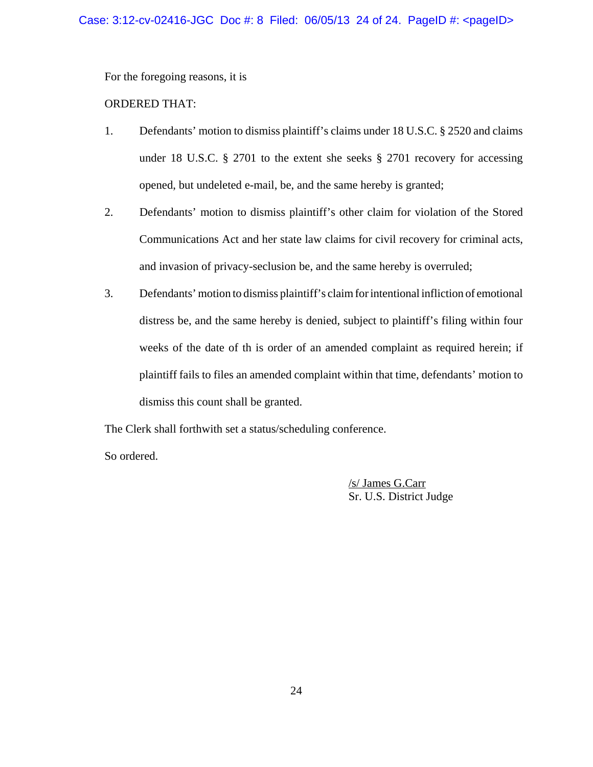For the foregoing reasons, it is

ORDERED THAT:

1. Defendants' motion to dismiss plaintiff's claims under 18 U.S.C. § 2520 and claims under 18 U.S.C. § 2701 to the extent she seeks § 2701 recovery for accessing opened, but undeleted e-mail, be, and the same hereby is granted;

2. Defendants' motion to dismiss plaintiff's other claim for violation of the Stored Communications Act and her state law claims for civil recovery for criminal acts, and invasion of privacy-seclusion be, and the same hereby is overruled;

3. Defendants' motion to dismiss plaintiff's claim for intentional infliction of emotional distress be, and the same hereby is denied, subject to plaintiff's filing within four weeks of the date of th is order of an amended complaint as required herein; if plaintiff fails to files an amended complaint within that time, defendants' motion to dismiss this count shall be granted.

The Clerk shall forthwith set a status/scheduling conference.

So ordered.

/s/ James G.Carr
Sr. U.S. District Judge